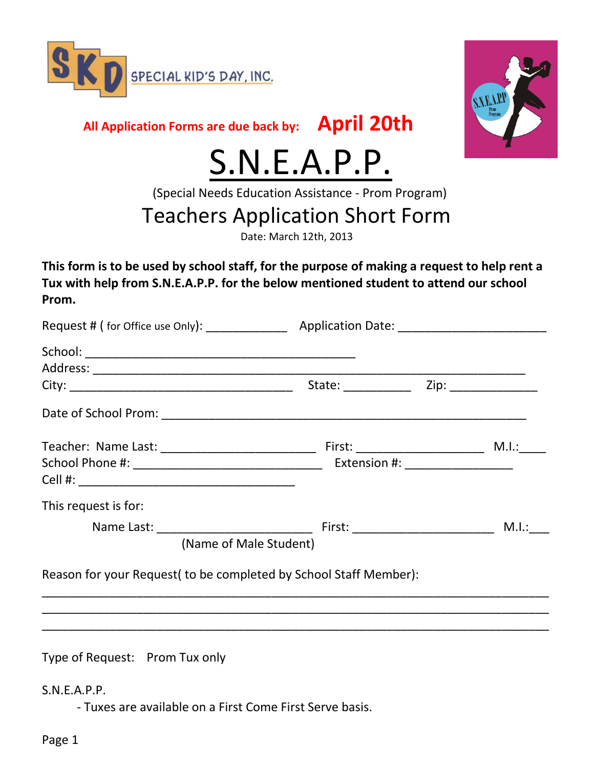SPECIAL KID'S DAY, INC.

**All Application Forms are due back by: April 20th**

# S.N.E.A.P.P.

(Special Needs Education Assistance - Prom Program)

## Teachers Application Short Form

Date: March 12th, 2013

**This form is to be used by school staff, for the purpose of making a request to help rent a Tux with help from S.N.E.A.P.P. for the below mentioned student to attend our school Prom.**

Request # ( for Office use Only): ____________ Application Date: ______________________

School: ________________________________________
Address: ________________________________________________________________
City: _________________________________ State: __________ Zip: _____________

Date of School Prom: ______________________________________________________

Teacher: Name Last: _______________________ First: ___________________ M.I.:____
School Phone #: ____________________________ Extension #: ________________
Cell #: ________________________________

This request is for:

Name Last: _______________________ First: _____________________ M.I.:___
(Name of Male Student)

Reason for your Request( to be completed by School Staff Member):

___________________________________________________________________________
___________________________________________________________________________
___________________________________________________________________________

Type of Request: Prom Tux only

S.N.E.A.P.P.

- Tuxes are available on a First Come First Serve basis.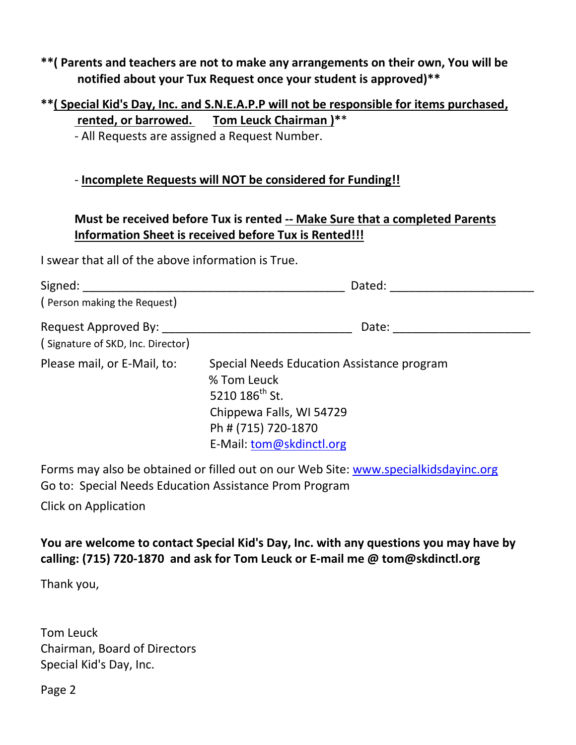**( Parents and teachers are not to make any arrangements on their own, You will be notified about your Tux Request once your student is approved)**

**<u>( Special Kid's Day, Inc. and S.N.E.A.P.P will not be responsible for items purchased, rented, or barrowed.</u>    <u>Tom Leuck Chairman )</u>****

- All Requests are assigned a Request Number.

- **<u>Incomplete Requests will NOT be considered for Funding!!</u>**

**Must be received before Tux is rented <u>-- Make Sure that a completed Parents Information Sheet is received before Tux is Rented!!!</u>**

I swear that all of the above information is True.

Signed: ________________________________________ Dated: ______________________
( Person making the Request)

Request Approved By: _____________________________ Date: _____________________
( Signature of SKD, Inc. Director)

Please mail, or E-Mail, to:

Special Needs Education Assistance program
% Tom Leuck
5210 186th St.
Chippewa Falls, WI 54729
Ph # (715) 720-1870
E-Mail: tom@skdinctl.org

Forms may also be obtained or filled out on our Web Site: www.specialkidsdayinc.org
Go to: Special Needs Education Assistance Prom Program
Click on Application

**You are welcome to contact Special Kid's Day, Inc. with any questions you may have by calling: (715) 720-1870 and ask for Tom Leuck or E-mail me @ tom@skdinctl.org**

Thank you,

Tom Leuck
Chairman, Board of Directors
Special Kid's Day, Inc.